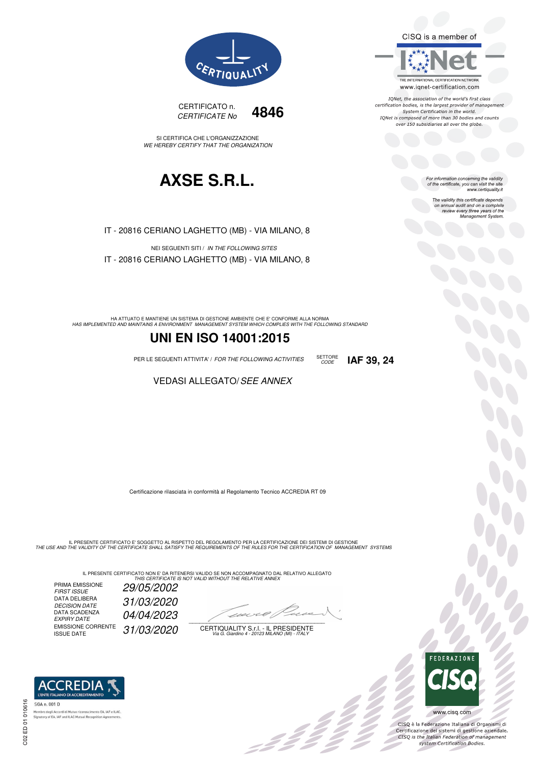CERTIQUALITY

CERTIFICATO n.
*CERTIFICATE No* **4846**

SI CERTIFICA CHE L'ORGANIZZAZIONE
*WE HEREBY CERTIFY THAT THE ORGANIZATION*

# AXSE S.R.L.

IT - 20816 CERIANO LAGHETTO (MB) - VIA MILANO, 8

NEI SEGUENTI SITI / *IN THE FOLLOWING SITES*

IT - 20816 CERIANO LAGHETTO (MB) - VIA MILANO, 8

HA ATTUATO E MANTIENE UN SISTEMA DI GESTIONE AMBIENTE CHE E' CONFORME ALLA NORMA
*HAS IMPLEMENTED AND MAINTAINS A ENVIRONMENT MANAGEMENT SYSTEM WHICH COMPLIES WITH THE FOLLOWING STANDARD*

## UNI EN ISO 14001:2015

PER LE SEGUENTI ATTIVITA' / *FOR THE FOLLOWING ACTIVITIES* SETTORE *CODE* **IAF 39, 24**

VEDASI ALLEGATO/ *SEE ANNEX*

Certificazione rilasciata in conformità al Regolamento Tecnico ACCREDIA RT 09

IL PRESENTE CERTIFICATO E' SOGGETTO AL RISPETTO DEL REGOLAMENTO PER LA CERTIFICAZIONE DEI SISTEMI DI GESTIONE
*THE USE AND THE VALIDITY OF THE CERTIFICATE SHALL SATISFY THE REQUIREMENTS OF THE RULES FOR THE CERTIFICATION OF MANAGEMENT SYSTEMS*

IL PRESENTE CERTIFICATO NON E' DA RITENERSI VALIDO SE NON ACCOMPAGNATO DAL RELATIVO ALLEGATO
*THIS CERTIFICATE IS NOT VALID WITHOUT THE RELATIVE ANNEX*

| | |
|---|---|
| PRIMA EMISSIONE *FIRST ISSUE* | *29/05/2002* |
| DATA DELIBERA *DECISION DATE* | *31/03/2020* |
| DATA SCADENZA *EXPIRY DATE* | *04/04/2023* |
| EMISSIONE CORRENTE ISSUE DATE | *31/03/2020* |

CERTIQUALITY S.r.l. - IL PRESIDENTE
*Via G. Giardino 4 - 20123 MILANO (MI) - ITALY*

CISQ is a member of IQNet
THE INTERNATIONAL CERTIFICATION NETWORK
www.iqnet-certification.com

*IQNet, the association of the world's first class certification bodies, is the largest provider of management System Certification in the world. IQNet is composed of more than 30 bodies and counts over 150 subsidiaries all over the globe.*

*For information concerning the validity of the certificate, you can visit the site www.certiquality.it*

*The validity this certificate depends on annual audit and on a complete review every three years of the Management System.*

ACCREDIA L'ENTE ITALIANO DI ACCREDITAMENTO
SGA n. 001 D
Membro degli Accordi di Mutuo riconoscimento EA, IAF e ILAC
Signatory of EA, IAF and ILAC Mutual Recognition Agreements

FEDERAZIONE CISQ
www.cisq.com

CISQ è la Federazione Italiana di Organismi di Certificazione dei sistemi di gestione aziendale.
*CISQ is the Italian Federation of management system Certification Bodies.*

C02 ED 01 010616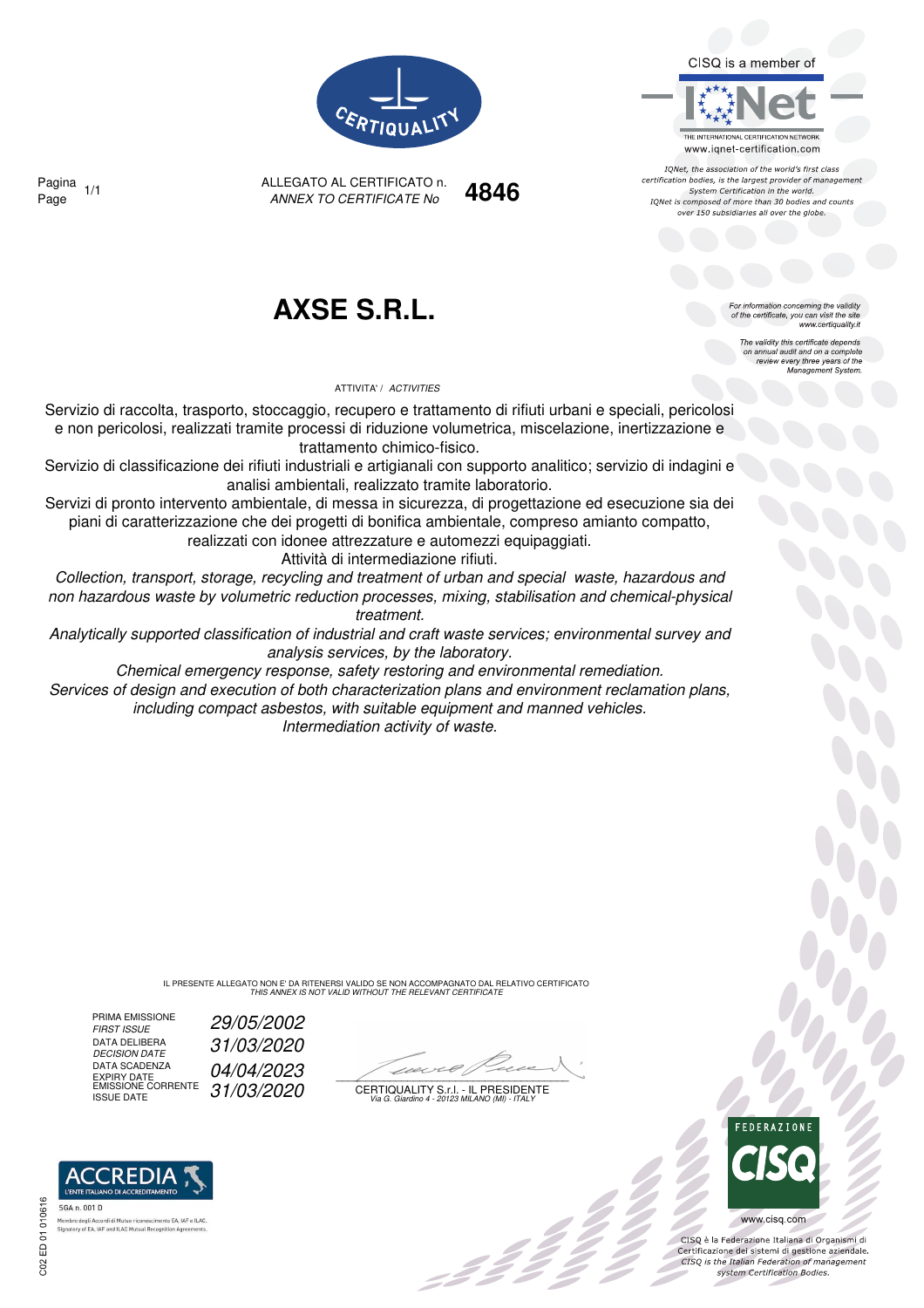CERTIQUALITY

CISQ is a member of

IQNet

THE INTERNATIONAL CERTIFICATION NETWORK
www.iqnet-certification.com

*IQNet, the association of the world's first class certification bodies, is the largest provider of management System Certification in the world. IQNet is composed of more than 30 bodies and counts over 150 subsidiaries all over the globe.*

Pagina 1/1
*Page*

ALLEGATO AL CERTIFICATO n. **4846**
*ANNEX TO CERTIFICATE No*

# AXSE S.R.L.

*For information concerning the validity of the certificate, you can visit the site www.certiquality.it*

*The validity this certificate depends on annual audit and on a complete review every three years of the Management System.*

ATTIVITA' / *ACTIVITIES*

Servizio di raccolta, trasporto, stoccaggio, recupero e trattamento di rifiuti urbani e speciali, pericolosi e non pericolosi, realizzati tramite processi di riduzione volumetrica, miscelazione, inertizzazione e trattamento chimico-fisico.
Servizio di classificazione dei rifiuti industriali e artigianali con supporto analitico; servizio di indagini e analisi ambientali, realizzato tramite laboratorio.
Servizi di pronto intervento ambientale, di messa in sicurezza, di progettazione ed esecuzione sia dei piani di caratterizzazione che dei progetti di bonifica ambientale, compreso amianto compatto, realizzati con idonee attrezzature e automezzi equipaggiati.
Attività di intermediazione rifiuti.

*Collection, transport, storage, recycling and treatment of urban and special waste, hazardous and non hazardous waste by volumetric reduction processes, mixing, stabilisation and chemical-physical treatment.*
*Analytically supported classification of industrial and craft waste services; environmental survey and analysis services, by the laboratory.*
*Chemical emergency response, safety restoring and environmental remediation.*
*Services of design and execution of both characterization plans and environment reclamation plans, including compact asbestos, with suitable equipment and manned vehicles.*
*Intermediation activity of waste.*

IL PRESENTE ALLEGATO NON E' DA RITENERSI VALIDO SE NON ACCOMPAGNATO DAL RELATIVO CERTIFICATO
*THIS ANNEX IS NOT VALID WITHOUT THE RELEVANT CERTIFICATE*

| | |
|---|---|
| PRIMA EMISSIONE *FIRST ISSUE* | *29/05/2002* |
| DATA DELIBERA *DECISION DATE* | *31/03/2020* |
| DATA SCADENZA *EXPIRY DATE* | *04/04/2023* |
| EMISSIONE CORRENTE *ISSUE DATE* | *31/03/2020* |

CERTIQUALITY S.r.l. - IL PRESIDENTE
*Via G. Giardino 4 - 20123 MILANO (MI) - ITALY*

ACCREDIA
L'ENTE ITALIANO DI ACCREDITAMENTO
SGA n. 001 D
Membro degli Accordi di Mutuo riconoscimento EA, IAF e ILAC.
Signatory of EA, IAF and ILAC Mutual Recognition Agreements.

C02 ED 01 010616

FEDERAZIONE CISQ
www.cisq.com

CISQ è la Federazione Italiana di Organismi di Certificazione dei sistemi di gestione aziendale.
*CISQ is the Italian Federation of management system Certification Bodies.*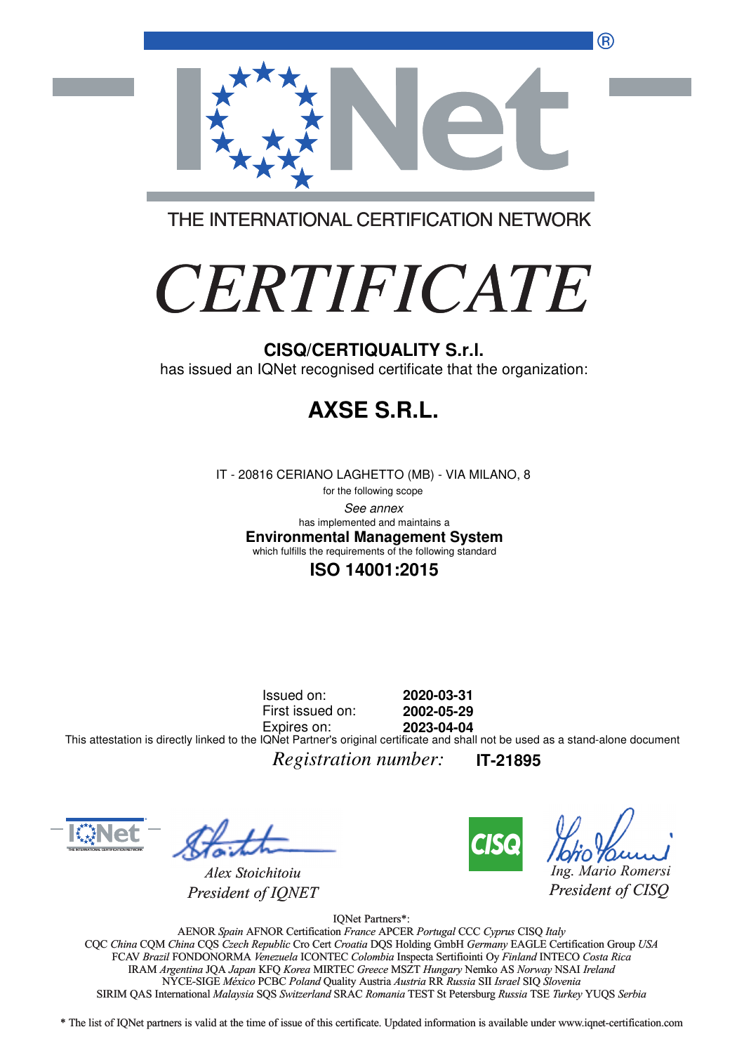THE INTERNATIONAL CERTIFICATION NETWORK

# *CERTIFICATE*

**CISQ/CERTIQUALITY S.r.l.**

has issued an IQNet recognised certificate that the organization:

## AXSE S.R.L.

IT - 20816 CERIANO LAGHETTO (MB) - VIA MILANO, 8

for the following scope

*See annex*

has implemented and maintains a

**Environmental Management System**

which fulfills the requirements of the following standard

**ISO 14001:2015**

Issued on: **2020-03-31**
First issued on: **2002-05-29**
Expires on: **2023-04-04**

This attestation is directly linked to the IQNet Partner's original certificate and shall not be used as a stand-alone document

*Registration number:* **IT-21895**

*Alex Stoichitoiu*
*President of IQNET*

*Ing. Mario Romersi*
*President of CISQ*

IQNet Partners*:

AENOR *Spain* AFNOR Certification *France* APCER *Portugal* CCC *Cyprus* CISQ *Italy*
CQC *China* CQM *China* CQS *Czech Republic* Cro Cert *Croatia* DQS Holding GmbH *Germany* EAGLE Certification Group *USA*
FCAV *Brazil* FONDONORMA *Venezuela* ICONTEC *Colombia* Inspecta Sertifiointi Oy *Finland* INTECO *Costa Rica*
IRAM *Argentina* JQA *Japan* KFQ *Korea* MIRTEC *Greece* MSZT *Hungary* Nemko AS *Norway* NSAI *Ireland*
NYCE-SIGE *México* PCBC *Poland* Quality Austria *Austria* RR *Russia* SII *Israel* SIQ *Slovenia*
SIRIM QAS International *Malaysia* SQS *Switzerland* SRAC *Romania* TEST St Petersburg *Russia* TSE *Turkey* YUQS *Serbia*

* The list of IQNet partners is valid at the time of issue of this certificate. Updated information is available under www.iqnet-certification.com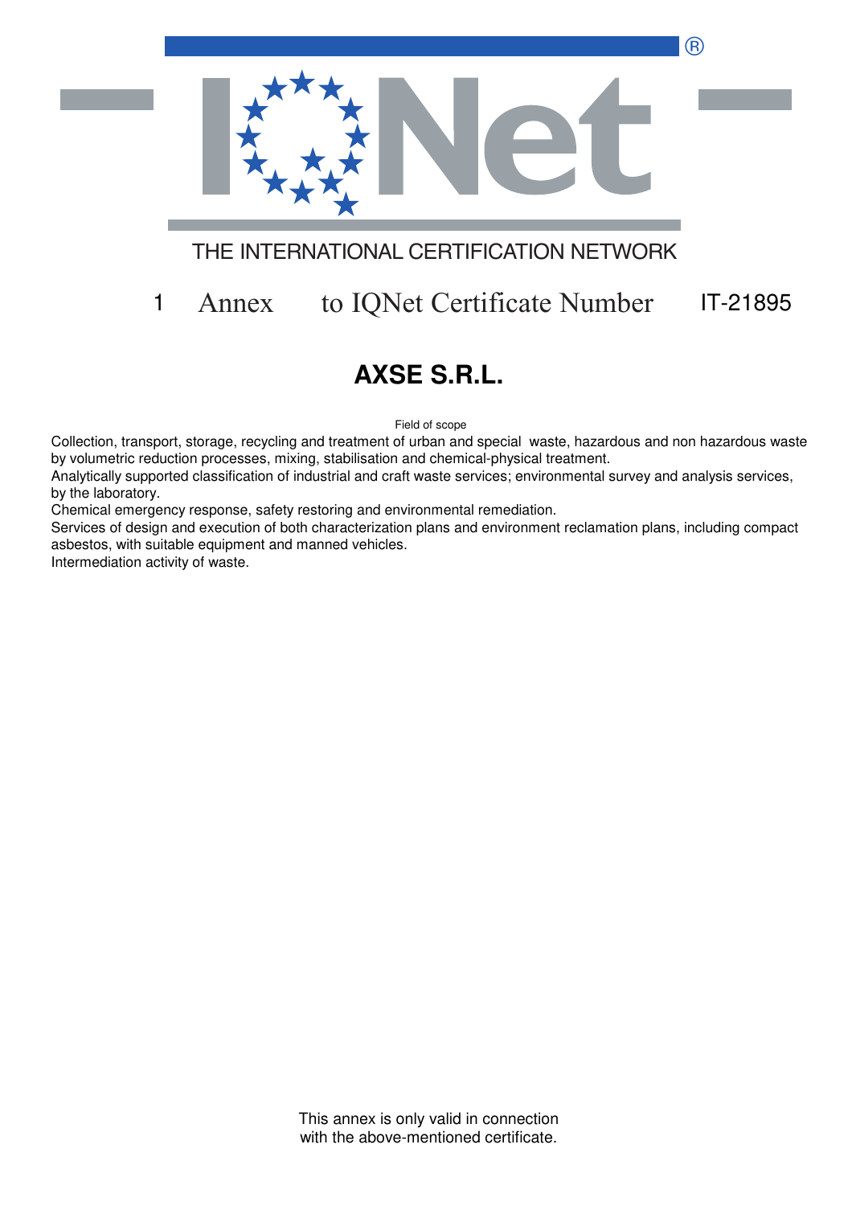THE INTERNATIONAL CERTIFICATION NETWORK

1 Annex to IQNet Certificate Number IT-21895

# AXSE S.R.L.

Field of scope

Collection, transport, storage, recycling and treatment of urban and special waste, hazardous and non hazardous waste by volumetric reduction processes, mixing, stabilisation and chemical-physical treatment.
Analytically supported classification of industrial and craft waste services; environmental survey and analysis services, by the laboratory.
Chemical emergency response, safety restoring and environmental remediation.
Services of design and execution of both characterization plans and environment reclamation plans, including compact asbestos, with suitable equipment and manned vehicles.
Intermediation activity of waste.

This annex is only valid in connection with the above-mentioned certificate.